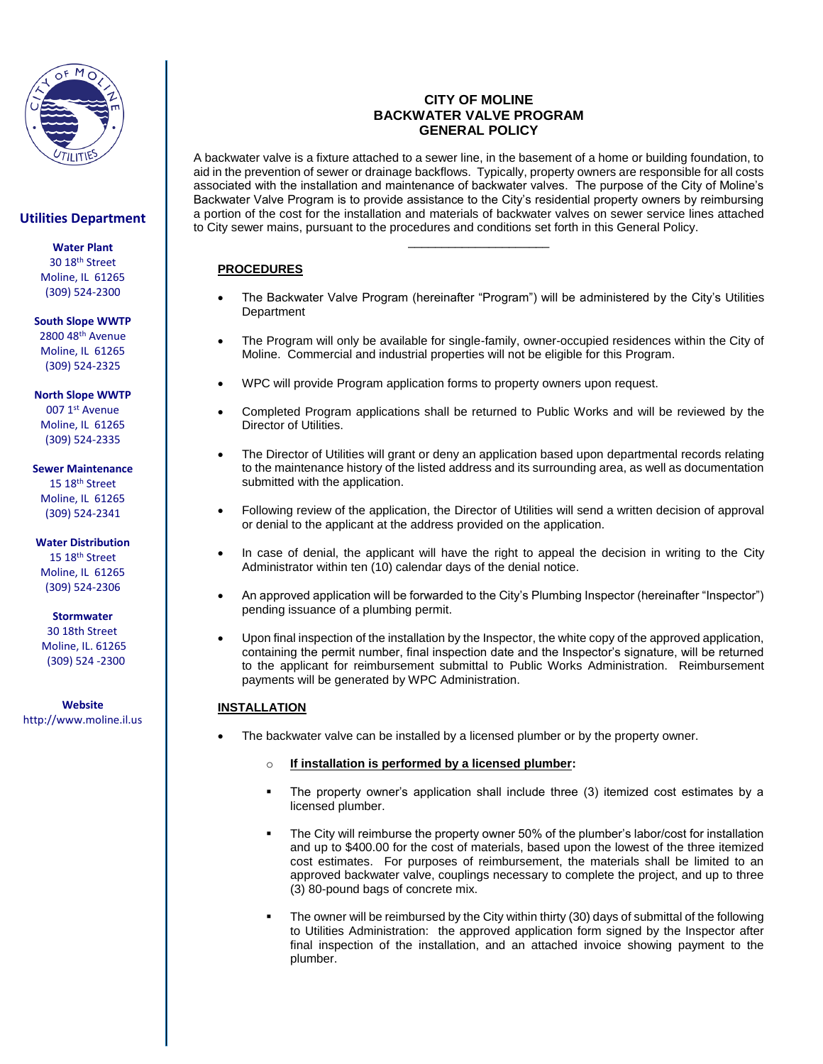**Utilities Department**

**Water Plant**
30 18th Street
Moline, IL 61265
(309) 524-2300

**South Slope WWTP**
2800 48th Avenue
Moline, IL 61265
(309) 524-2325

**North Slope WWTP**
007 1st Avenue
Moline, IL 61265
(309) 524-2335

**Sewer Maintenance**
15 18th Street
Moline, IL 61265
(309) 524-2341

**Water Distribution**
15 18th Street
Moline, IL 61265
(309) 524-2306

**Stormwater**
30 18th Street
Moline, IL. 61265
(309) 524 -2300

**Website**
http://www.moline.il.us

# CITY OF MOLINE
# BACKWATER VALVE PROGRAM
# GENERAL POLICY

A backwater valve is a fixture attached to a sewer line, in the basement of a home or building foundation, to aid in the prevention of sewer or drainage backflows. Typically, property owners are responsible for all costs associated with the installation and maintenance of backwater valves. The purpose of the City of Moline's Backwater Valve Program is to provide assistance to the City's residential property owners by reimbursing a portion of the cost for the installation and materials of backwater valves on sewer service lines attached to City sewer mains, pursuant to the procedures and conditions set forth in this General Policy.

---

## PROCEDURES

- The Backwater Valve Program (hereinafter "Program") will be administered by the City's Utilities Department
- The Program will only be available for single-family, owner-occupied residences within the City of Moline. Commercial and industrial properties will not be eligible for this Program.
- WPC will provide Program application forms to property owners upon request.
- Completed Program applications shall be returned to Public Works and will be reviewed by the Director of Utilities.
- The Director of Utilities will grant or deny an application based upon departmental records relating to the maintenance history of the listed address and its surrounding area, as well as documentation submitted with the application.
- Following review of the application, the Director of Utilities will send a written decision of approval or denial to the applicant at the address provided on the application.
- In case of denial, the applicant will have the right to appeal the decision in writing to the City Administrator within ten (10) calendar days of the denial notice.
- An approved application will be forwarded to the City's Plumbing Inspector (hereinafter "Inspector") pending issuance of a plumbing permit.
- Upon final inspection of the installation by the Inspector, the white copy of the approved application, containing the permit number, final inspection date and the Inspector's signature, will be returned to the applicant for reimbursement submittal to Public Works Administration. Reimbursement payments will be generated by WPC Administration.

## INSTALLATION

- The backwater valve can be installed by a licensed plumber or by the property owner.
  - **If installation is performed by a licensed plumber:**
    - The property owner's application shall include three (3) itemized cost estimates by a licensed plumber.
    - The City will reimburse the property owner 50% of the plumber's labor/cost for installation and up to $400.00 for the cost of materials, based upon the lowest of the three itemized cost estimates. For purposes of reimbursement, the materials shall be limited to an approved backwater valve, couplings necessary to complete the project, and up to three (3) 80-pound bags of concrete mix.
    - The owner will be reimbursed by the City within thirty (30) days of submittal of the following to Utilities Administration: the approved application form signed by the Inspector after final inspection of the installation, and an attached invoice showing payment to the plumber.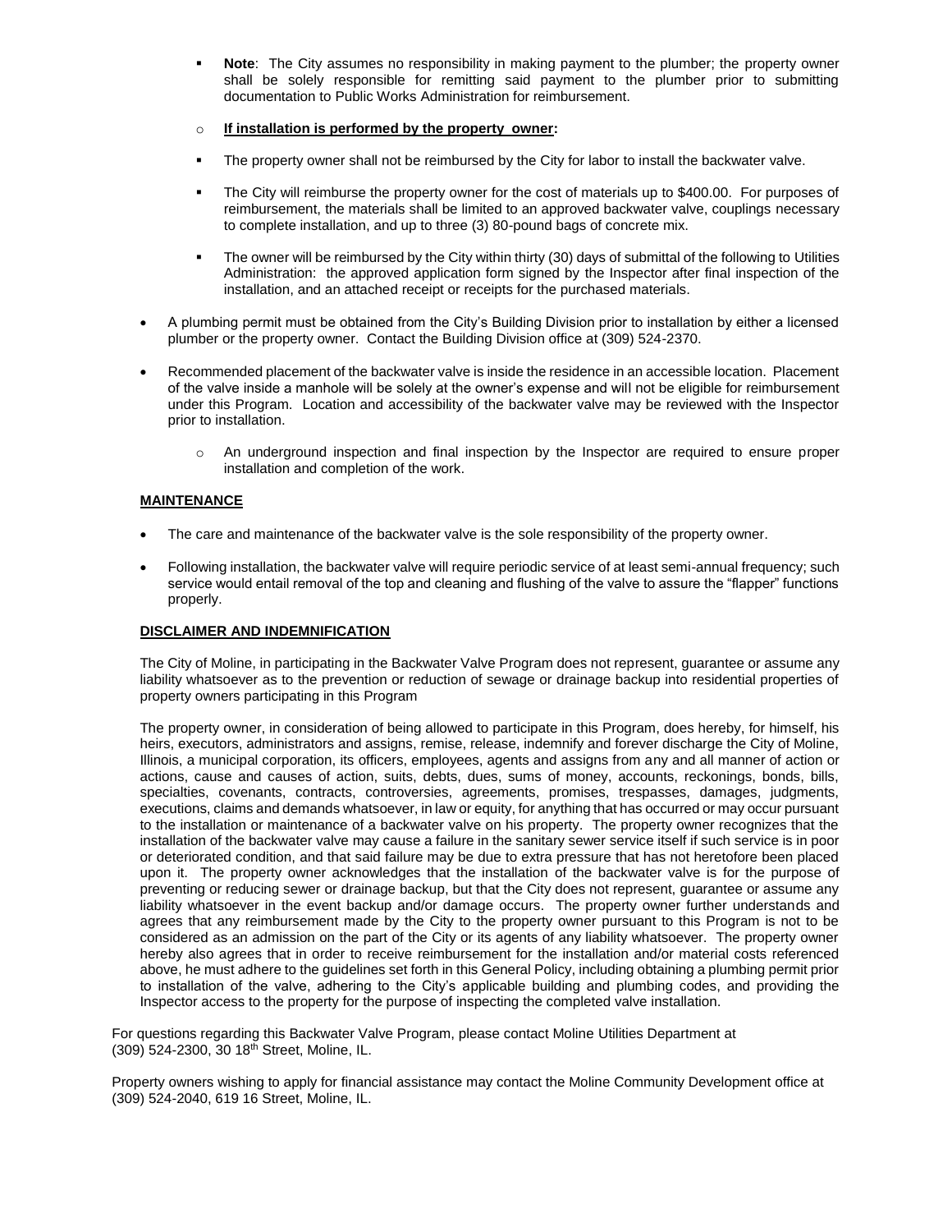- **Note**: The City assumes no responsibility in making payment to the plumber; the property owner shall be solely responsible for remitting said payment to the plumber prior to submitting documentation to Public Works Administration for reimbursement.

  - **<u>If installation is performed by the property owner</u>:**

    - The property owner shall not be reimbursed by the City for labor to install the backwater valve.
    - The City will reimburse the property owner for the cost of materials up to $400.00. For purposes of reimbursement, the materials shall be limited to an approved backwater valve, couplings necessary to complete installation, and up to three (3) 80-pound bags of concrete mix.
    - The owner will be reimbursed by the City within thirty (30) days of submittal of the following to Utilities Administration: the approved application form signed by the Inspector after final inspection of the installation, and an attached receipt or receipts for the purchased materials.

- A plumbing permit must be obtained from the City's Building Division prior to installation by either a licensed plumber or the property owner. Contact the Building Division office at (309) 524-2370.
- Recommended placement of the backwater valve is inside the residence in an accessible location. Placement of the valve inside a manhole will be solely at the owner's expense and will not be eligible for reimbursement under this Program. Location and accessibility of the backwater valve may be reviewed with the Inspector prior to installation.
  - An underground inspection and final inspection by the Inspector are required to ensure proper installation and completion of the work.

**<u>MAINTENANCE</u>**

- The care and maintenance of the backwater valve is the sole responsibility of the property owner.
- Following installation, the backwater valve will require periodic service of at least semi-annual frequency; such service would entail removal of the top and cleaning and flushing of the valve to assure the "flapper" functions properly.

**<u>DISCLAIMER AND INDEMNIFICATION</u>**

The City of Moline, in participating in the Backwater Valve Program does not represent, guarantee or assume any liability whatsoever as to the prevention or reduction of sewage or drainage backup into residential properties of property owners participating in this Program

The property owner, in consideration of being allowed to participate in this Program, does hereby, for himself, his heirs, executors, administrators and assigns, remise, release, indemnify and forever discharge the City of Moline, Illinois, a municipal corporation, its officers, employees, agents and assigns from any and all manner of action or actions, cause and causes of action, suits, debts, dues, sums of money, accounts, reckonings, bonds, bills, specialties, covenants, contracts, controversies, agreements, promises, trespasses, damages, judgments, executions, claims and demands whatsoever, in law or equity, for anything that has occurred or may occur pursuant to the installation or maintenance of a backwater valve on his property. The property owner recognizes that the installation of the backwater valve may cause a failure in the sanitary sewer service itself if such service is in poor or deteriorated condition, and that said failure may be due to extra pressure that has not heretofore been placed upon it. The property owner acknowledges that the installation of the backwater valve is for the purpose of preventing or reducing sewer or drainage backup, but that the City does not represent, guarantee or assume any liability whatsoever in the event backup and/or damage occurs. The property owner further understands and agrees that any reimbursement made by the City to the property owner pursuant to this Program is not to be considered as an admission on the part of the City or its agents of any liability whatsoever. The property owner hereby also agrees that in order to receive reimbursement for the installation and/or material costs referenced above, he must adhere to the guidelines set forth in this General Policy, including obtaining a plumbing permit prior to installation of the valve, adhering to the City's applicable building and plumbing codes, and providing the Inspector access to the property for the purpose of inspecting the completed valve installation.

For questions regarding this Backwater Valve Program, please contact Moline Utilities Department at (309) 524-2300, 30 18th Street, Moline, IL.

Property owners wishing to apply for financial assistance may contact the Moline Community Development office at (309) 524-2040, 619 16 Street, Moline, IL.